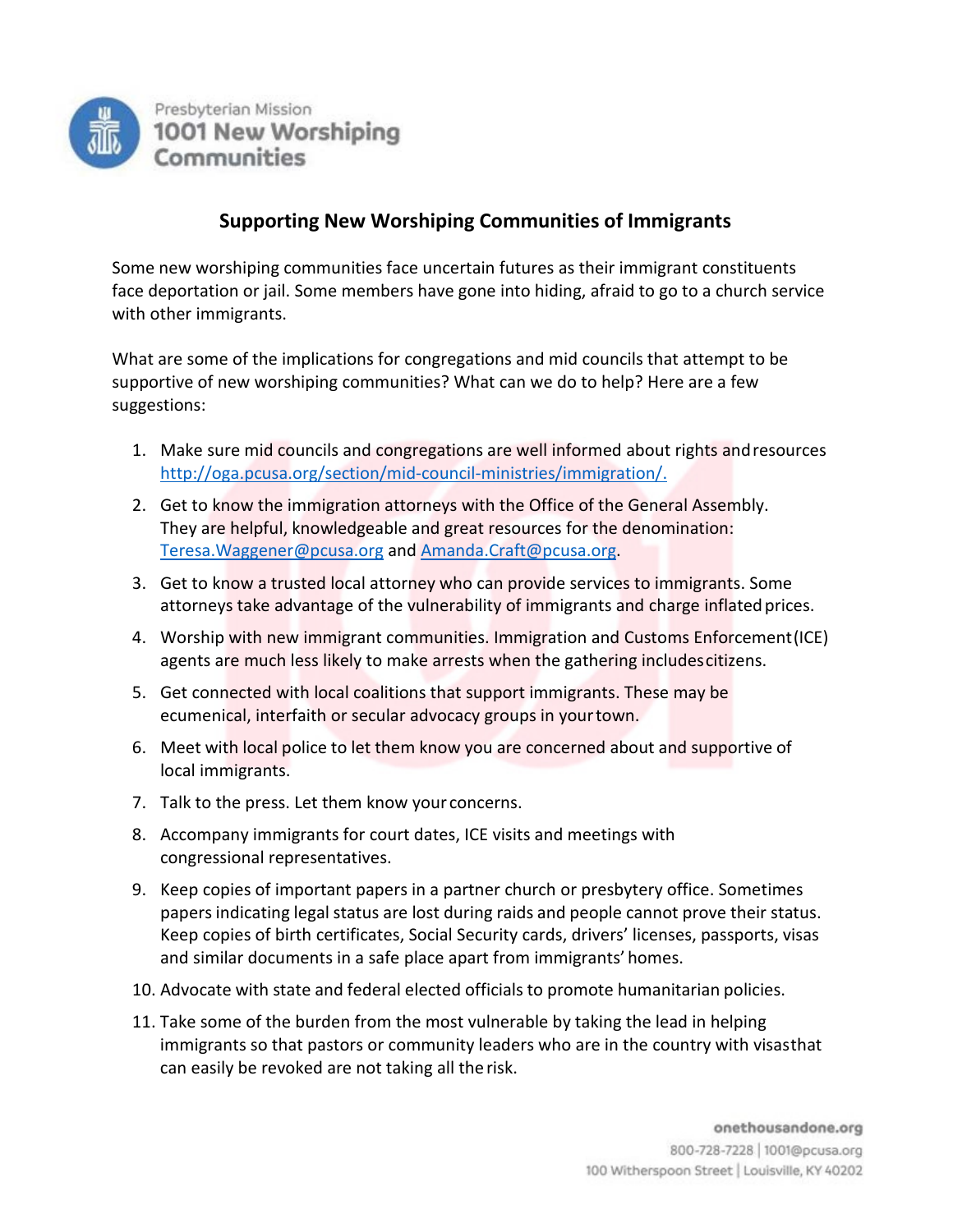Presbyterian Mission
1001 New Worshiping Communities

# Supporting New Worshiping Communities of Immigrants

Some new worshiping communities face uncertain futures as their immigrant constituents face deportation or jail. Some members have gone into hiding, afraid to go to a church service with other immigrants.

What are some of the implications for congregations and mid councils that attempt to be supportive of new worshiping communities? What can we do to help? Here are a few suggestions:

1. Make sure mid councils and congregations are well informed about rights and resources http://oga.pcusa.org/section/mid-council-ministries/immigration/.
2. Get to know the immigration attorneys with the Office of the General Assembly. They are helpful, knowledgeable and great resources for the denomination: Teresa.Waggener@pcusa.org and Amanda.Craft@pcusa.org.
3. Get to know a trusted local attorney who can provide services to immigrants. Some attorneys take advantage of the vulnerability of immigrants and charge inflated prices.
4. Worship with new immigrant communities. Immigration and Customs Enforcement (ICE) agents are much less likely to make arrests when the gathering includes citizens.
5. Get connected with local coalitions that support immigrants. These may be ecumenical, interfaith or secular advocacy groups in your town.
6. Meet with local police to let them know you are concerned about and supportive of local immigrants.
7. Talk to the press. Let them know your concerns.
8. Accompany immigrants for court dates, ICE visits and meetings with congressional representatives.
9. Keep copies of important papers in a partner church or presbytery office. Sometimes papers indicating legal status are lost during raids and people cannot prove their status. Keep copies of birth certificates, Social Security cards, drivers' licenses, passports, visas and similar documents in a safe place apart from immigrants' homes.
10. Advocate with state and federal elected officials to promote humanitarian policies.
11. Take some of the burden from the most vulnerable by taking the lead in helping immigrants so that pastors or community leaders who are in the country with visas that can easily be revoked are not taking all the risk.

onethousandone.org
800-728-7228 | 1001@pcusa.org
100 Witherspoon Street | Louisville, KY 40202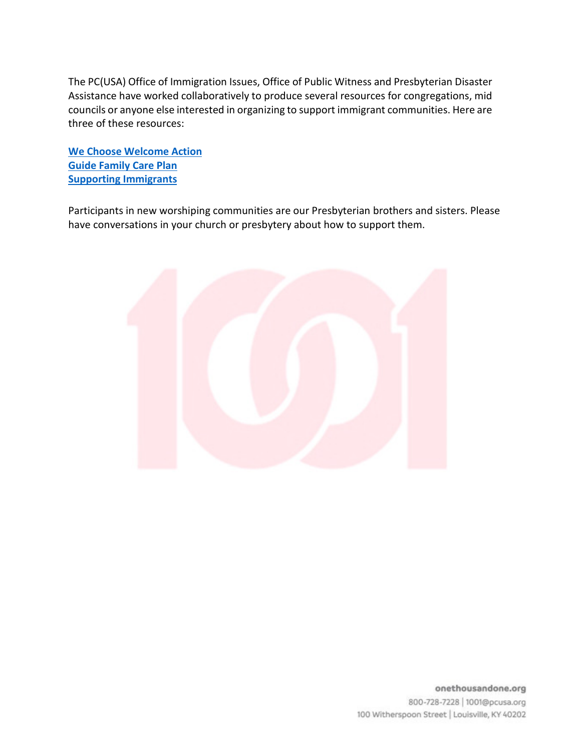The PC(USA) Office of Immigration Issues, Office of Public Witness and Presbyterian Disaster Assistance have worked collaboratively to produce several resources for congregations, mid councils or anyone else interested in organizing to support immigrant communities. Here are three of these resources:

**We Choose Welcome Action**
**Guide Family Care Plan**
**Supporting Immigrants**

Participants in new worshiping communities are our Presbyterian brothers and sisters. Please have conversations in your church or presbytery about how to support them.

onethousandone.org
800-728-7228 | 1001@pcusa.org
100 Witherspoon Street | Louisville, KY 40202